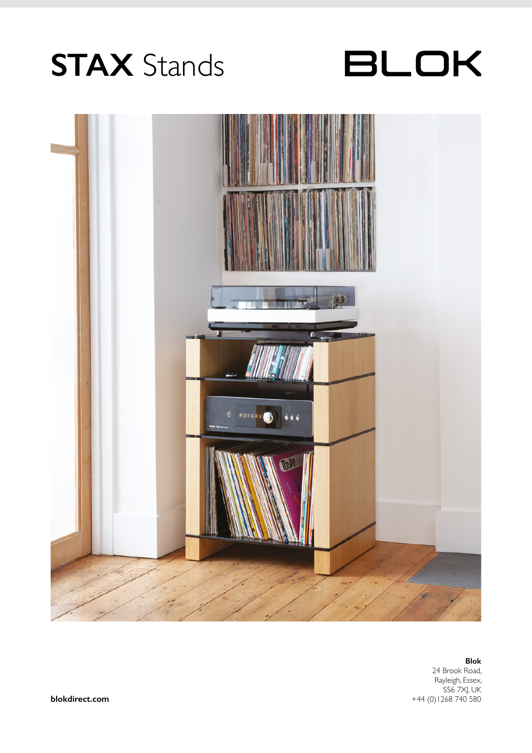# **STAX** Stands

BLOK

**Blok**
24 Brook Road,
Rayleigh, Essex,
SS6 7XJ, UK
+44 (0)1268 740 580

**blokdirect.com**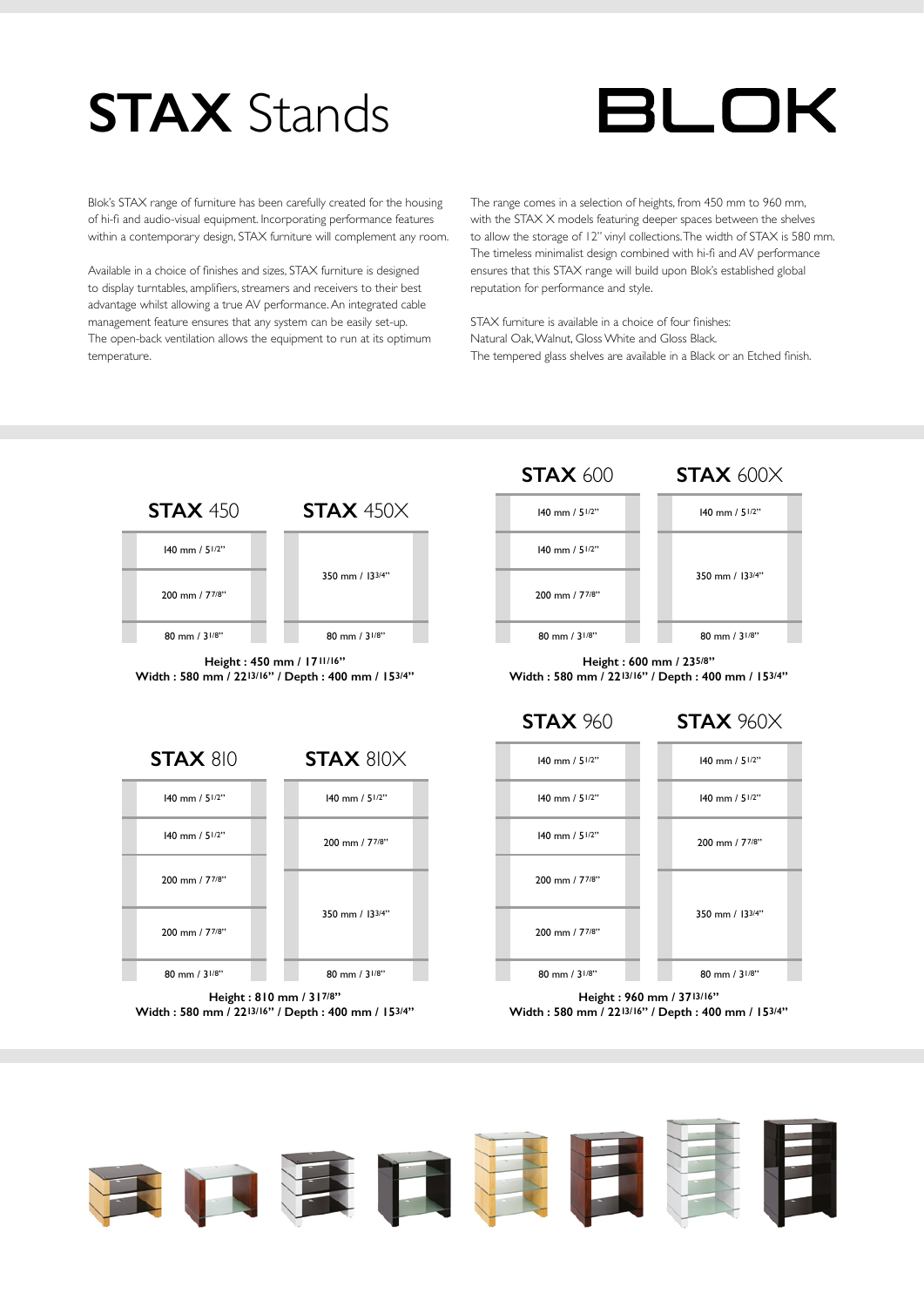# STAX Stands

BLOK

Blok's STAX range of furniture has been carefully created for the housing of hi-fi and audio-visual equipment. Incorporating performance features within a contemporary design, STAX furniture will complement any room.

Available in a choice of finishes and sizes, STAX furniture is designed to display turntables, amplifiers, streamers and receivers to their best advantage whilst allowing a true AV performance. An integrated cable management feature ensures that any system can be easily set-up. The open-back ventilation allows the equipment to run at its optimum temperature.

The range comes in a selection of heights, from 450 mm to 960 mm, with the STAX X models featuring deeper spaces between the shelves to allow the storage of 12" vinyl collections. The width of STAX is 580 mm. The timeless minimalist design combined with hi-fi and AV performance ensures that this STAX range will build upon Blok's established global reputation for performance and style.

STAX furniture is available in a choice of four finishes:
Natural Oak, Walnut, Gloss White and Gloss Black.
The tempered glass shelves are available in a Black or an Etched finish.

## STAX 450 / STAX 450X

| STAX 450 | STAX 450X |
|---|---|
| 140 mm / 5 1/2" | 350 mm / 13 3/4" |
| 200 mm / 7 7/8" | |
| 80 mm / 3 1/8" | 80 mm / 3 1/8" |

**Height : 450 mm / 17 11/16"**
**Width : 580 mm / 22 13/16" / Depth : 400 mm / 15 3/4"**

## STAX 600 / STAX 600X

| STAX 600 | STAX 600X |
|---|---|
| 140 mm / 5 1/2" | 140 mm / 5 1/2" |
| 140 mm / 5 1/2" | 350 mm / 13 3/4" |
| 200 mm / 7 7/8" | |
| 80 mm / 3 1/8" | 80 mm / 3 1/8" |

**Height : 600 mm / 23 5/8"**
**Width : 580 mm / 22 13/16" / Depth : 400 mm / 15 3/4"**

## STAX 810 / STAX 810X

| STAX 810 | STAX 810X |
|---|---|
| 140 mm / 5 1/2" | 140 mm / 5 1/2" |
| 140 mm / 5 1/2" | 200 mm / 7 7/8" |
| 200 mm / 7 7/8" | 350 mm / 13 3/4" |
| 200 mm / 7 7/8" | |
| 80 mm / 3 1/8" | 80 mm / 3 1/8" |

**Height : 810 mm / 31 7/8"**
**Width : 580 mm / 22 13/16" / Depth : 400 mm / 15 3/4"**

## STAX 960 / STAX 960X

| STAX 960 | STAX 960X |
|---|---|
| 140 mm / 5 1/2" | 140 mm / 5 1/2" |
| 140 mm / 5 1/2" | 140 mm / 5 1/2" |
| 140 mm / 5 1/2" | 200 mm / 7 7/8" |
| 200 mm / 7 7/8" | 350 mm / 13 3/4" |
| 200 mm / 7 7/8" | |
| 80 mm / 3 1/8" | 80 mm / 3 1/8" |

**Height : 960 mm / 37 13/16"**
**Width : 580 mm / 22 13/16" / Depth : 400 mm / 15 3/4"**